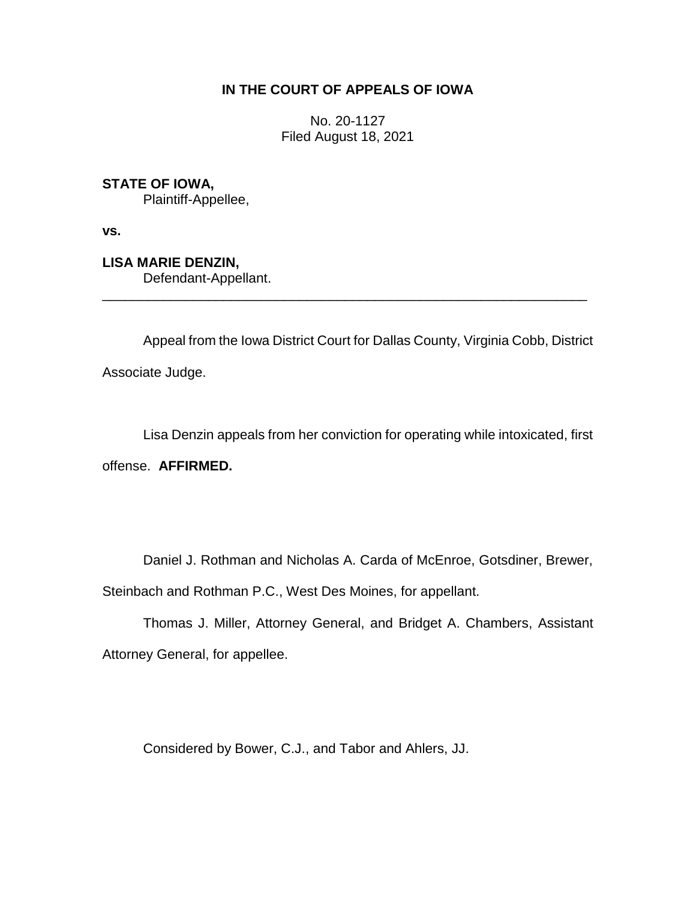**IN THE COURT OF APPEALS OF IOWA**

No. 20-1127
Filed August 18, 2021

**STATE OF IOWA,**
Plaintiff-Appellee,

**vs.**

**LISA MARIE DENZIN,**
Defendant-Appellant.

________________________________________________________________

Appeal from the Iowa District Court for Dallas County, Virginia Cobb, District Associate Judge.

Lisa Denzin appeals from her conviction for operating while intoxicated, first offense. **AFFIRMED.**

Daniel J. Rothman and Nicholas A. Carda of McEnroe, Gotsdiner, Brewer, Steinbach and Rothman P.C., West Des Moines, for appellant.

Thomas J. Miller, Attorney General, and Bridget A. Chambers, Assistant Attorney General, for appellee.

Considered by Bower, C.J., and Tabor and Ahlers, JJ.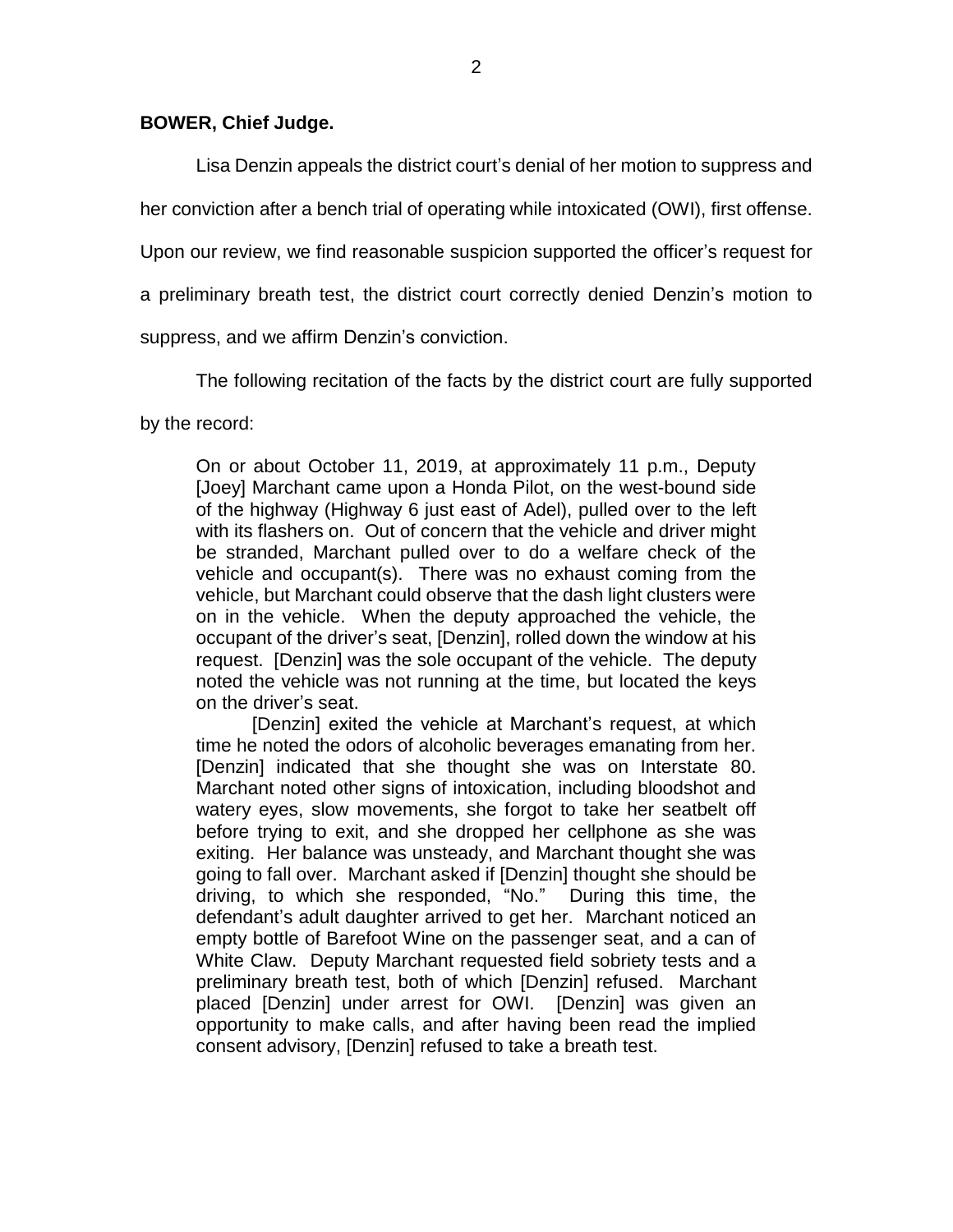**BOWER, Chief Judge.**

Lisa Denzin appeals the district court's denial of her motion to suppress and her conviction after a bench trial of operating while intoxicated (OWI), first offense. Upon our review, we find reasonable suspicion supported the officer's request for a preliminary breath test, the district court correctly denied Denzin's motion to suppress, and we affirm Denzin's conviction.

The following recitation of the facts by the district court are fully supported by the record:

> On or about October 11, 2019, at approximately 11 p.m., Deputy [Joey] Marchant came upon a Honda Pilot, on the west-bound side of the highway (Highway 6 just east of Adel), pulled over to the left with its flashers on. Out of concern that the vehicle and driver might be stranded, Marchant pulled over to do a welfare check of the vehicle and occupant(s). There was no exhaust coming from the vehicle, but Marchant could observe that the dash light clusters were on in the vehicle. When the deputy approached the vehicle, the occupant of the driver's seat, [Denzin], rolled down the window at his request. [Denzin] was the sole occupant of the vehicle. The deputy noted the vehicle was not running at the time, but located the keys on the driver's seat.
>
> [Denzin] exited the vehicle at Marchant's request, at which time he noted the odors of alcoholic beverages emanating from her. [Denzin] indicated that she thought she was on Interstate 80. Marchant noted other signs of intoxication, including bloodshot and watery eyes, slow movements, she forgot to take her seatbelt off before trying to exit, and she dropped her cellphone as she was exiting. Her balance was unsteady, and Marchant thought she was going to fall over. Marchant asked if [Denzin] thought she should be driving, to which she responded, "No." During this time, the defendant's adult daughter arrived to get her. Marchant noticed an empty bottle of Barefoot Wine on the passenger seat, and a can of White Claw. Deputy Marchant requested field sobriety tests and a preliminary breath test, both of which [Denzin] refused. Marchant placed [Denzin] under arrest for OWI. [Denzin] was given an opportunity to make calls, and after having been read the implied consent advisory, [Denzin] refused to take a breath test.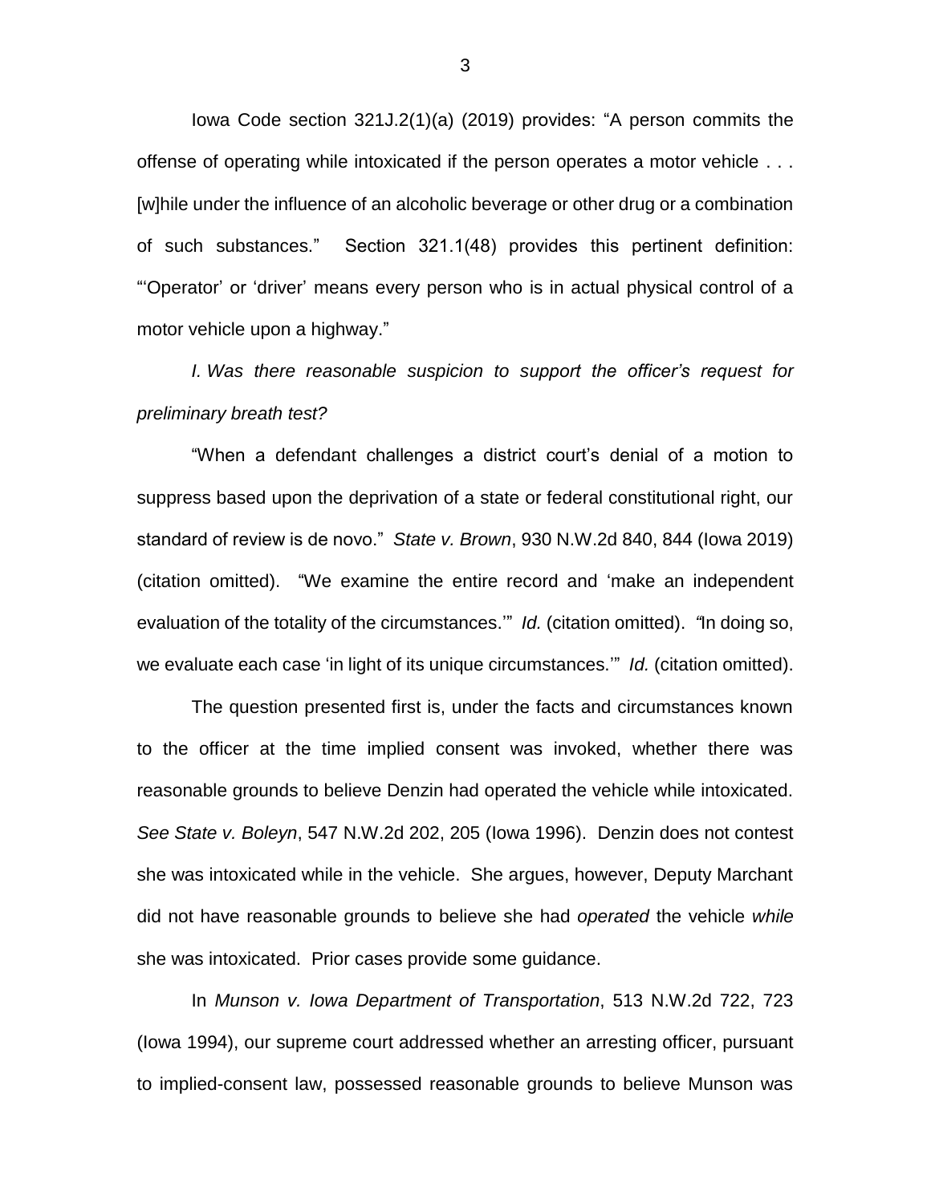Iowa Code section 321J.2(1)(a) (2019) provides: "A person commits the offense of operating while intoxicated if the person operates a motor vehicle . . . [w]hile under the influence of an alcoholic beverage or other drug or a combination of such substances." Section 321.1(48) provides this pertinent definition: "'Operator' or 'driver' means every person who is in actual physical control of a motor vehicle upon a highway."

*I. Was there reasonable suspicion to support the officer's request for preliminary breath test?*

"When a defendant challenges a district court's denial of a motion to suppress based upon the deprivation of a state or federal constitutional right, our standard of review is de novo." *State v. Brown*, 930 N.W.2d 840, 844 (Iowa 2019) (citation omitted). "We examine the entire record and 'make an independent evaluation of the totality of the circumstances.'" *Id.* (citation omitted). "In doing so, we evaluate each case 'in light of its unique circumstances.'" *Id.* (citation omitted).

The question presented first is, under the facts and circumstances known to the officer at the time implied consent was invoked, whether there was reasonable grounds to believe Denzin had operated the vehicle while intoxicated. *See State v. Boleyn*, 547 N.W.2d 202, 205 (Iowa 1996). Denzin does not contest she was intoxicated while in the vehicle. She argues, however, Deputy Marchant did not have reasonable grounds to believe she had *operated* the vehicle *while* she was intoxicated. Prior cases provide some guidance.

In *Munson v. Iowa Department of Transportation*, 513 N.W.2d 722, 723 (Iowa 1994), our supreme court addressed whether an arresting officer, pursuant to implied-consent law, possessed reasonable grounds to believe Munson was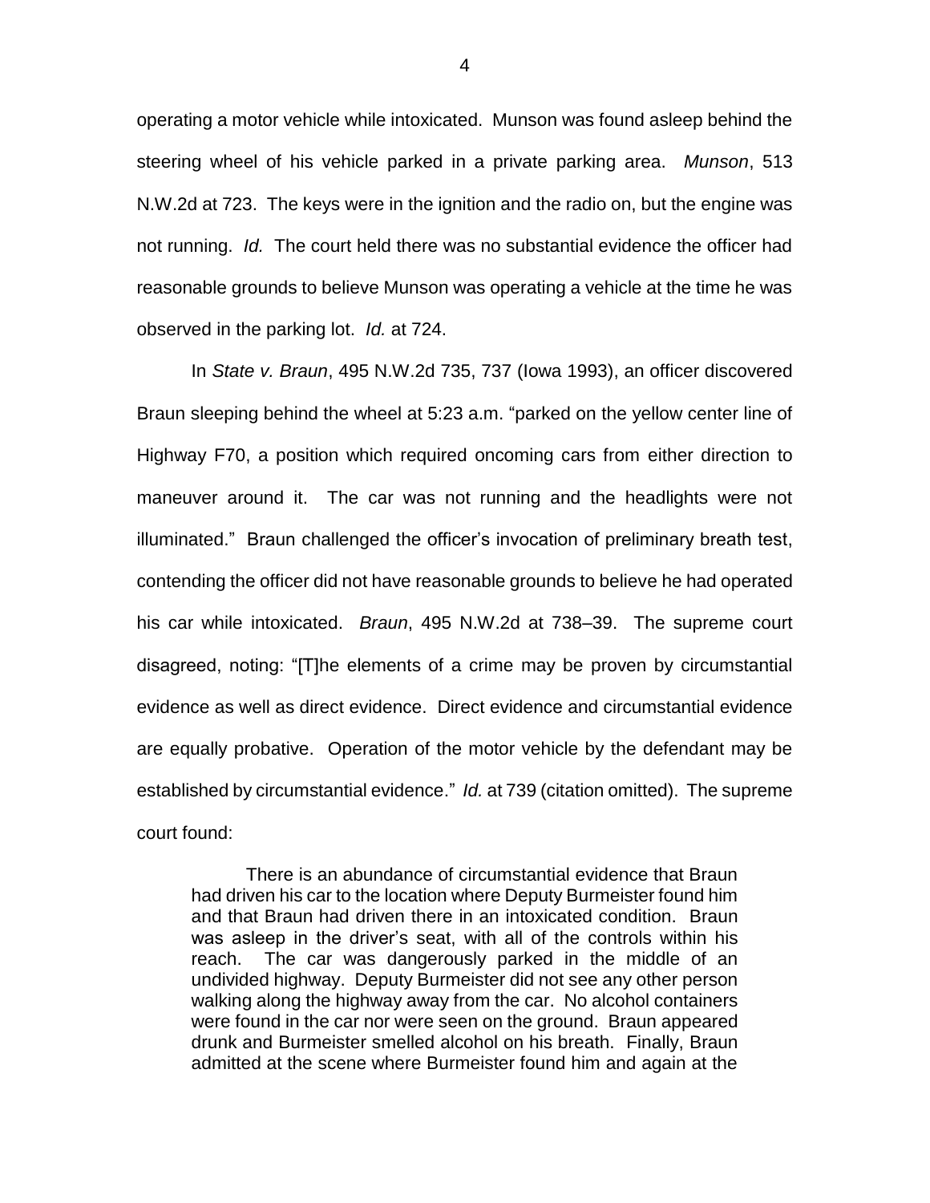operating a motor vehicle while intoxicated. Munson was found asleep behind the steering wheel of his vehicle parked in a private parking area. *Munson*, 513 N.W.2d at 723. The keys were in the ignition and the radio on, but the engine was not running. *Id.* The court held there was no substantial evidence the officer had reasonable grounds to believe Munson was operating a vehicle at the time he was observed in the parking lot. *Id.* at 724.

In *State v. Braun*, 495 N.W.2d 735, 737 (Iowa 1993), an officer discovered Braun sleeping behind the wheel at 5:23 a.m. "parked on the yellow center line of Highway F70, a position which required oncoming cars from either direction to maneuver around it. The car was not running and the headlights were not illuminated." Braun challenged the officer's invocation of preliminary breath test, contending the officer did not have reasonable grounds to believe he had operated his car while intoxicated. *Braun*, 495 N.W.2d at 738–39. The supreme court disagreed, noting: "[T]he elements of a crime may be proven by circumstantial evidence as well as direct evidence. Direct evidence and circumstantial evidence are equally probative. Operation of the motor vehicle by the defendant may be established by circumstantial evidence." *Id.* at 739 (citation omitted). The supreme court found:

> There is an abundance of circumstantial evidence that Braun had driven his car to the location where Deputy Burmeister found him and that Braun had driven there in an intoxicated condition. Braun was asleep in the driver's seat, with all of the controls within his reach. The car was dangerously parked in the middle of an undivided highway. Deputy Burmeister did not see any other person walking along the highway away from the car. No alcohol containers were found in the car nor were seen on the ground. Braun appeared drunk and Burmeister smelled alcohol on his breath. Finally, Braun admitted at the scene where Burmeister found him and again at the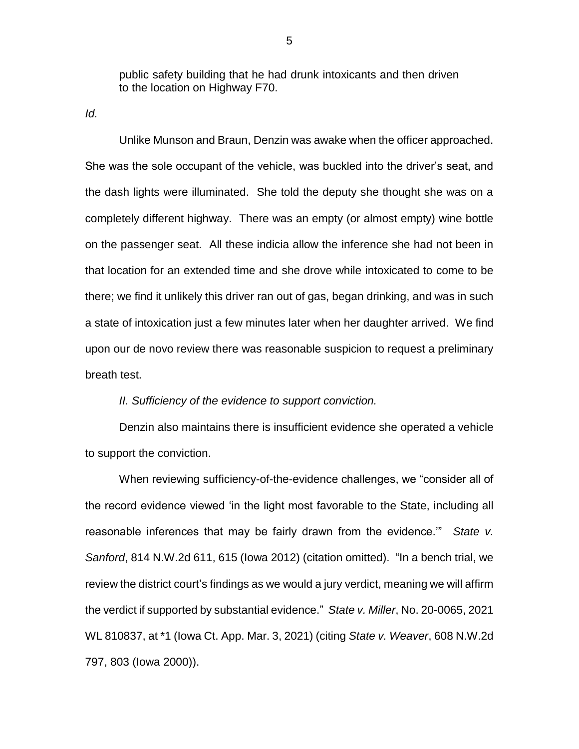public safety building that he had drunk intoxicants and then driven to the location on Highway F70.

*Id.*

Unlike Munson and Braun, Denzin was awake when the officer approached. She was the sole occupant of the vehicle, was buckled into the driver's seat, and the dash lights were illuminated. She told the deputy she thought she was on a completely different highway. There was an empty (or almost empty) wine bottle on the passenger seat. All these indicia allow the inference she had not been in that location for an extended time and she drove while intoxicated to come to be there; we find it unlikely this driver ran out of gas, began drinking, and was in such a state of intoxication just a few minutes later when her daughter arrived. We find upon our de novo review there was reasonable suspicion to request a preliminary breath test.

*II. Sufficiency of the evidence to support conviction.*

Denzin also maintains there is insufficient evidence she operated a vehicle to support the conviction.

When reviewing sufficiency-of-the-evidence challenges, we "consider all of the record evidence viewed 'in the light most favorable to the State, including all reasonable inferences that may be fairly drawn from the evidence.'" *State v. Sanford*, 814 N.W.2d 611, 615 (Iowa 2012) (citation omitted). "In a bench trial, we review the district court's findings as we would a jury verdict, meaning we will affirm the verdict if supported by substantial evidence." *State v. Miller*, No. 20-0065, 2021 WL 810837, at *1 (Iowa Ct. App. Mar. 3, 2021) (citing *State v. Weaver*, 608 N.W.2d 797, 803 (Iowa 2000)).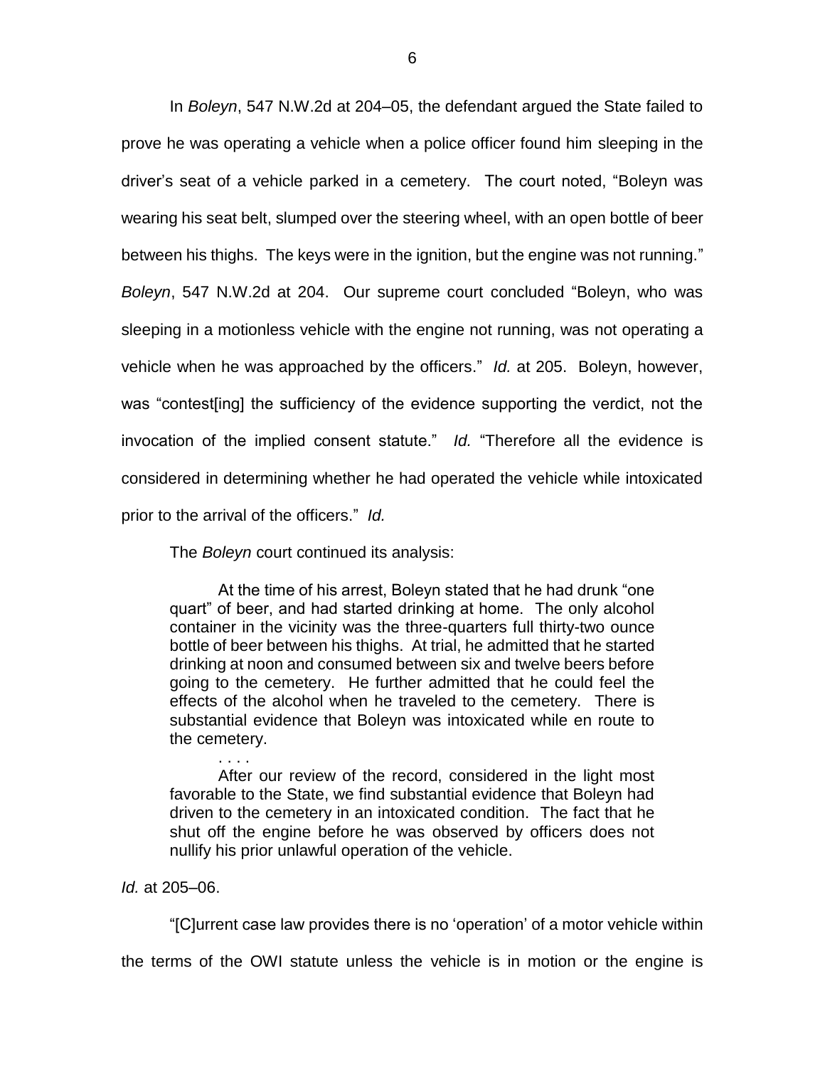In *Boleyn*, 547 N.W.2d at 204–05, the defendant argued the State failed to prove he was operating a vehicle when a police officer found him sleeping in the driver's seat of a vehicle parked in a cemetery. The court noted, "Boleyn was wearing his seat belt, slumped over the steering wheel, with an open bottle of beer between his thighs. The keys were in the ignition, but the engine was not running." *Boleyn*, 547 N.W.2d at 204. Our supreme court concluded "Boleyn, who was sleeping in a motionless vehicle with the engine not running, was not operating a vehicle when he was approached by the officers." *Id.* at 205. Boleyn, however, was "contest[ing] the sufficiency of the evidence supporting the verdict, not the invocation of the implied consent statute." *Id.* "Therefore all the evidence is considered in determining whether he had operated the vehicle while intoxicated prior to the arrival of the officers." *Id.*

The *Boleyn* court continued its analysis:

> At the time of his arrest, Boleyn stated that he had drunk "one quart" of beer, and had started drinking at home. The only alcohol container in the vicinity was the three-quarters full thirty-two ounce bottle of beer between his thighs. At trial, he admitted that he started drinking at noon and consumed between six and twelve beers before going to the cemetery. He further admitted that he could feel the effects of the alcohol when he traveled to the cemetery. There is substantial evidence that Boleyn was intoxicated while en route to the cemetery.
>
> . . . .
>
> After our review of the record, considered in the light most favorable to the State, we find substantial evidence that Boleyn had driven to the cemetery in an intoxicated condition. The fact that he shut off the engine before he was observed by officers does not nullify his prior unlawful operation of the vehicle.

*Id.* at 205–06.

"[C]urrent case law provides there is no 'operation' of a motor vehicle within the terms of the OWI statute unless the vehicle is in motion or the engine is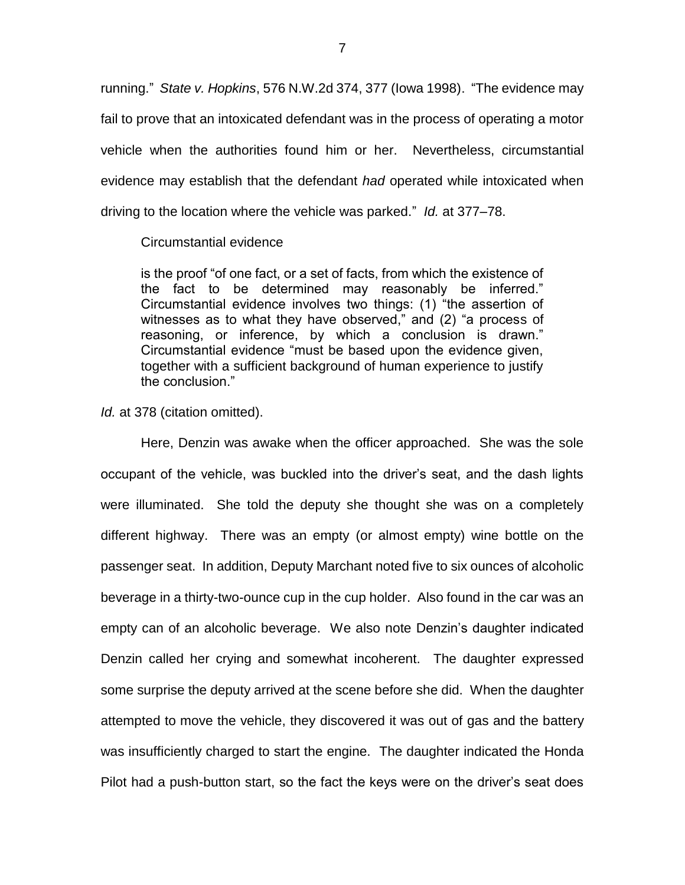running." *State v. Hopkins*, 576 N.W.2d 374, 377 (Iowa 1998). "The evidence may fail to prove that an intoxicated defendant was in the process of operating a motor vehicle when the authorities found him or her. Nevertheless, circumstantial evidence may establish that the defendant *had* operated while intoxicated when driving to the location where the vehicle was parked." *Id.* at 377–78.

Circumstantial evidence

> is the proof "of one fact, or a set of facts, from which the existence of the fact to be determined may reasonably be inferred." Circumstantial evidence involves two things: (1) "the assertion of witnesses as to what they have observed," and (2) "a process of reasoning, or inference, by which a conclusion is drawn." Circumstantial evidence "must be based upon the evidence given, together with a sufficient background of human experience to justify the conclusion."

*Id.* at 378 (citation omitted).

Here, Denzin was awake when the officer approached. She was the sole occupant of the vehicle, was buckled into the driver's seat, and the dash lights were illuminated. She told the deputy she thought she was on a completely different highway. There was an empty (or almost empty) wine bottle on the passenger seat. In addition, Deputy Marchant noted five to six ounces of alcoholic beverage in a thirty-two-ounce cup in the cup holder. Also found in the car was an empty can of an alcoholic beverage. We also note Denzin's daughter indicated Denzin called her crying and somewhat incoherent. The daughter expressed some surprise the deputy arrived at the scene before she did. When the daughter attempted to move the vehicle, they discovered it was out of gas and the battery was insufficiently charged to start the engine. The daughter indicated the Honda Pilot had a push-button start, so the fact the keys were on the driver's seat does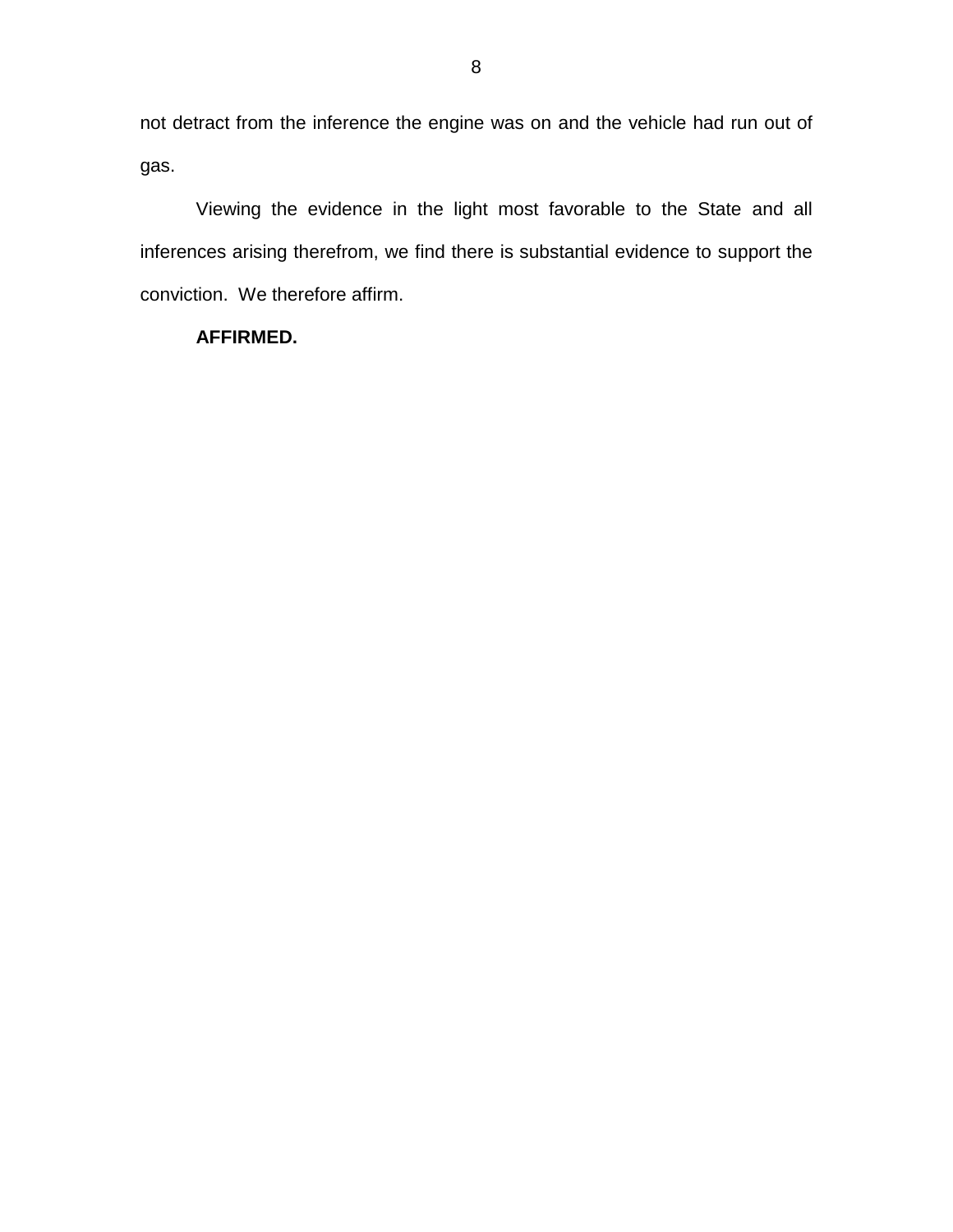not detract from the inference the engine was on and the vehicle had run out of gas.

Viewing the evidence in the light most favorable to the State and all inferences arising therefrom, we find there is substantial evidence to support the conviction. We therefore affirm.

**AFFIRMED.**